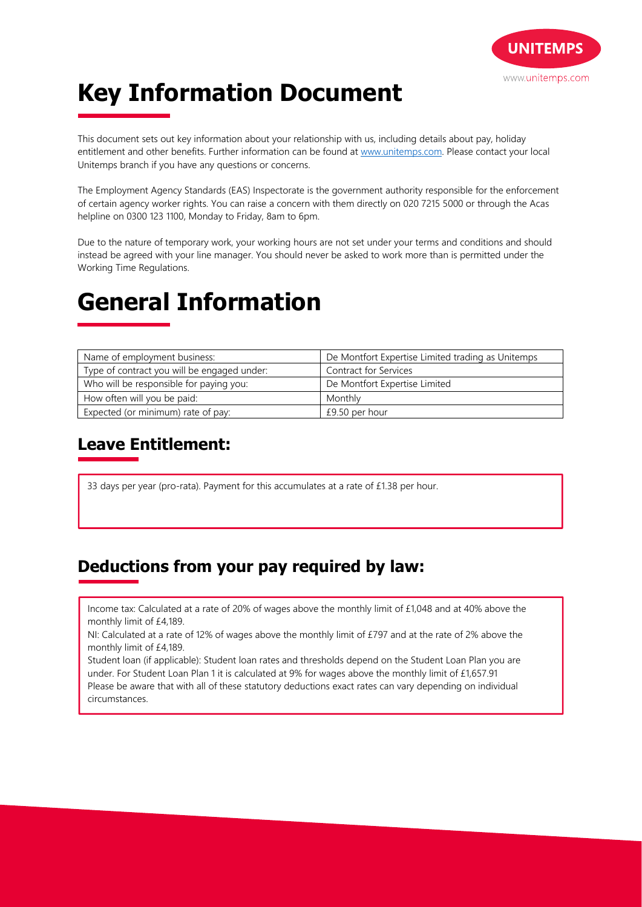UNITEMPS

www.unitemps.com

# Key Information Document

This document sets out key information about your relationship with us, including details about pay, holiday entitlement and other benefits. Further information can be found at [www.unitemps.com](www.unitemps.com). Please contact your local Unitemps branch if you have any questions or concerns.

The Employment Agency Standards (EAS) Inspectorate is the government authority responsible for the enforcement of certain agency worker rights. You can raise a concern with them directly on 020 7215 5000 or through the Acas helpline on 0300 123 1100, Monday to Friday, 8am to 6pm.

Due to the nature of temporary work, your working hours are not set under your terms and conditions and should instead be agreed with your line manager. You should never be asked to work more than is permitted under the Working Time Regulations.

# General Information

| Name of employment business: | De Montfort Expertise Limited trading as Unitemps |
|---|---|
| Type of contract you will be engaged under: | Contract for Services |
| Who will be responsible for paying you: | De Montfort Expertise Limited |
| How often will you be paid: | Monthly |
| Expected (or minimum) rate of pay: | £9.50 per hour |

## Leave Entitlement:

33 days per year (pro-rata). Payment for this accumulates at a rate of £1.38 per hour.

## Deductions from your pay required by law:

Income tax: Calculated at a rate of 20% of wages above the monthly limit of £1,048 and at 40% above the monthly limit of £4,189.
NI: Calculated at a rate of 12% of wages above the monthly limit of £797 and at the rate of 2% above the monthly limit of £4,189.
Student loan (if applicable): Student loan rates and thresholds depend on the Student Loan Plan you are under. For Student Loan Plan 1 it is calculated at 9% for wages above the monthly limit of £1,657.91
Please be aware that with all of these statutory deductions exact rates can vary depending on individual circumstances.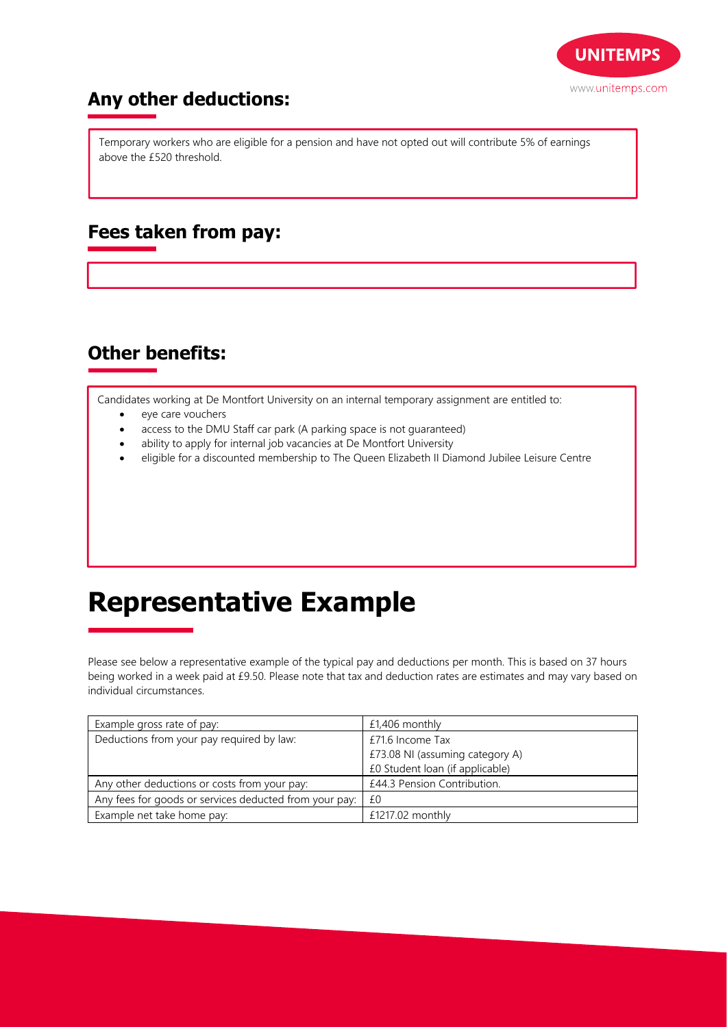## Any other deductions:

Temporary workers who are eligible for a pension and have not opted out will contribute 5% of earnings above the £520 threshold.

## Fees taken from pay:

## Other benefits:

Candidates working at De Montfort University on an internal temporary assignment are entitled to:

- eye care vouchers
- access to the DMU Staff car park (A parking space is not guaranteed)
- ability to apply for internal job vacancies at De Montfort University
- eligible for a discounted membership to The Queen Elizabeth II Diamond Jubilee Leisure Centre

# Representative Example

Please see below a representative example of the typical pay and deductions per month. This is based on 37 hours being worked in a week paid at £9.50. Please note that tax and deduction rates are estimates and may vary based on individual circumstances.

| | |
|---|---|
| Example gross rate of pay: | £1,406 monthly |
| Deductions from your pay required by law: | £71.6 Income Tax<br>£73.08 NI (assuming category A)<br>£0 Student loan (if applicable) |
| Any other deductions or costs from your pay: | £44.3 Pension Contribution. |
| Any fees for goods or services deducted from your pay: | £0 |
| Example net take home pay: | £1217.02 monthly |